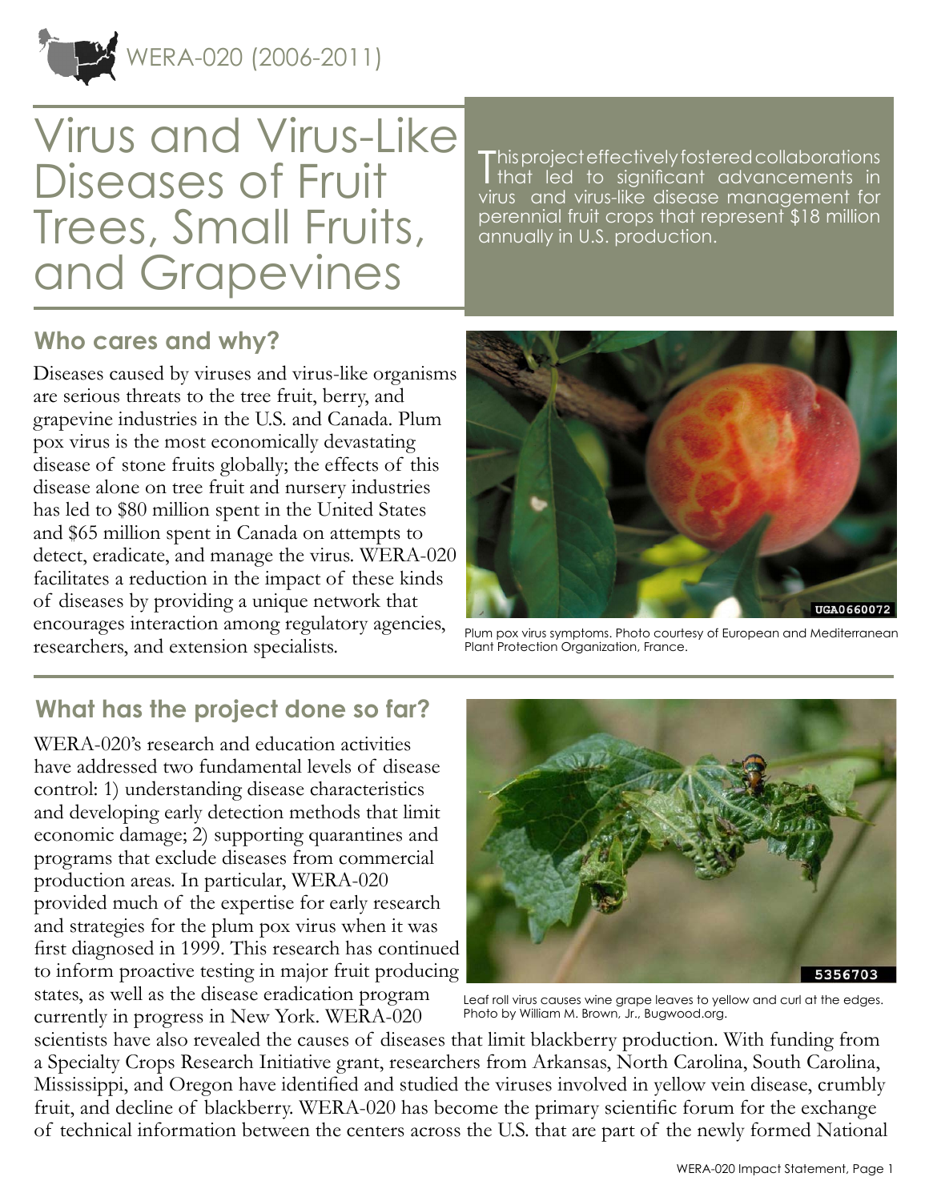WERA-020 (2006-2011)

# Virus and Virus-Like Diseases of Fruit Trees, Small Fruits, and Grapevines

This project effectively fostered collaborations that led to significant advancements in virus and virus-like disease management for perennial fruit crops that represent $18 million annually in U.S. production.

## Who cares and why?

Diseases caused by viruses and virus-like organisms are serious threats to the tree fruit, berry, and grapevine industries in the U.S. and Canada. Plum pox virus is the most economically devastating disease of stone fruits globally; the effects of this disease alone on tree fruit and nursery industries has led to $80 million spent in the United States and $65 million spent in Canada on attempts to detect, eradicate, and manage the virus. WERA-020 facilitates a reduction in the impact of these kinds of diseases by providing a unique network that encourages interaction among regulatory agencies, researchers, and extension specialists.

Plum pox virus symptoms. Photo courtesy of European and Mediterranean Plant Protection Organization, France.

## What has the project done so far?

WERA-020's research and education activities have addressed two fundamental levels of disease control: 1) understanding disease characteristics and developing early detection methods that limit economic damage; 2) supporting quarantines and programs that exclude diseases from commercial production areas. In particular, WERA-020 provided much of the expertise for early research and strategies for the plum pox virus when it was first diagnosed in 1999. This research has continued to inform proactive testing in major fruit producing states, as well as the disease eradication program currently in progress in New York. WERA-020 scientists have also revealed the causes of diseases that limit blackberry production. With funding from a Specialty Crops Research Initiative grant, researchers from Arkansas, North Carolina, South Carolina, Mississippi, and Oregon have identified and studied the viruses involved in yellow vein disease, crumbly fruit, and decline of blackberry. WERA-020 has become the primary scientific forum for the exchange of technical information between the centers across the U.S. that are part of the newly formed National

Leaf roll virus causes wine grape leaves to yellow and curl at the edges. Photo by William M. Brown, Jr., Bugwood.org.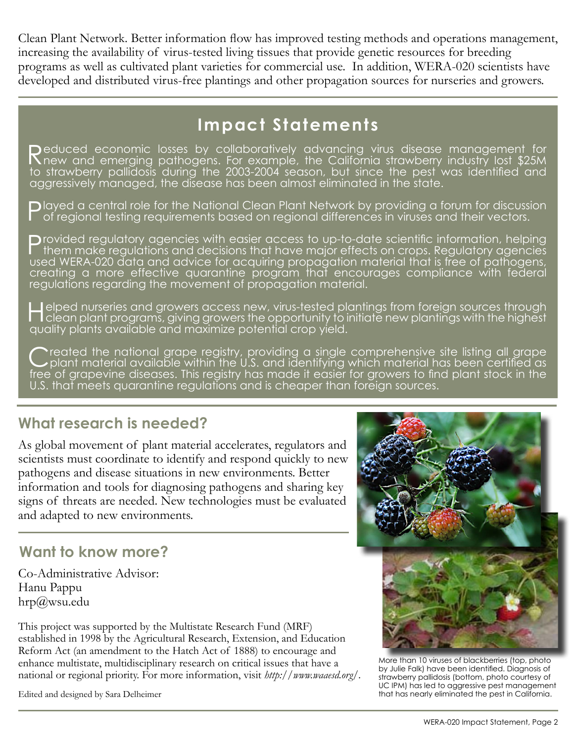Clean Plant Network. Better information flow has improved testing methods and operations management, increasing the availability of virus-tested living tissues that provide genetic resources for breeding programs as well as cultivated plant varieties for commercial use. In addition, WERA-020 scientists have developed and distributed virus-free plantings and other propagation sources for nurseries and growers.

## Impact Statements

Reduced economic losses by collaboratively advancing virus disease management for new and emerging pathogens. For example, the California strawberry industry lost $25M to strawberry pallidosis during the 2003-2004 season, but since the pest was identified and aggressively managed, the disease has been almost eliminated in the state.

Played a central role for the National Clean Plant Network by providing a forum for discussion of regional testing requirements based on regional differences in viruses and their vectors.

Provided regulatory agencies with easier access to up-to-date scientific information, helping them make regulations and decisions that have major effects on crops. Regulatory agencies used WERA-020 data and advice for acquiring propagation material that is free of pathogens, creating a more effective quarantine program that encourages compliance with federal regulations regarding the movement of propagation material.

Helped nurseries and growers access new, virus-tested plantings from foreign sources through clean plant programs, giving growers the opportunity to initiate new plantings with the highest quality plants available and maximize potential crop yield.

Created the national grape registry, providing a single comprehensive site listing all grape plant material available within the U.S. and identifying which material has been certified as free of grapevine diseases. This registry has made it easier for growers to find plant stock in the U.S. that meets quarantine regulations and is cheaper than foreign sources.

## What research is needed?

As global movement of plant material accelerates, regulators and scientists must coordinate to identify and respond quickly to new pathogens and disease situations in new environments. Better information and tools for diagnosing pathogens and sharing key signs of threats are needed. New technologies must be evaluated and adapted to new environments.

## Want to know more?

Co-Administrative Advisor:
Hanu Pappu
hrp@wsu.edu

This project was supported by the Multistate Research Fund (MRF) established in 1998 by the Agricultural Research, Extension, and Education Reform Act (an amendment to the Hatch Act of 1888) to encourage and enhance multistate, multidisciplinary research on critical issues that have a national or regional priority. For more information, visit *http://www.waaesd.org/*.

Edited and designed by Sara Delheimer

More than 10 viruses of blackberries (top, photo by Julie Falk) have been identified. Diagnosis of strawberry pallidosis (bottom, photo courtesy of UC IPM) has led to aggressive pest management that has nearly eliminated the pest in California.